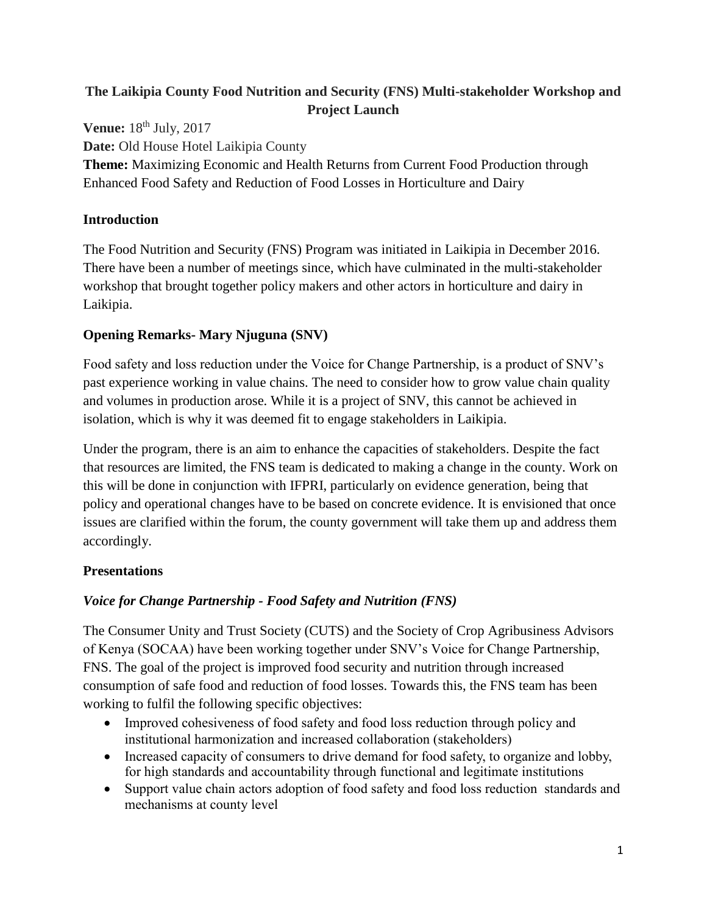**The Laikipia County Food Nutrition and Security (FNS) Multi-stakeholder Workshop and Project Launch**

**Venue:** 18th July, 2017

**Date:** Old House Hotel Laikipia County

**Theme:** Maximizing Economic and Health Returns from Current Food Production through Enhanced Food Safety and Reduction of Food Losses in Horticulture and Dairy

## Introduction

The Food Nutrition and Security (FNS) Program was initiated in Laikipia in December 2016. There have been a number of meetings since, which have culminated in the multi-stakeholder workshop that brought together policy makers and other actors in horticulture and dairy in Laikipia.

## Opening Remarks- Mary Njuguna (SNV)

Food safety and loss reduction under the Voice for Change Partnership, is a product of SNV's past experience working in value chains. The need to consider how to grow value chain quality and volumes in production arose. While it is a project of SNV, this cannot be achieved in isolation, which is why it was deemed fit to engage stakeholders in Laikipia.

Under the program, there is an aim to enhance the capacities of stakeholders. Despite the fact that resources are limited, the FNS team is dedicated to making a change in the county. Work on this will be done in conjunction with IFPRI, particularly on evidence generation, being that policy and operational changes have to be based on concrete evidence. It is envisioned that once issues are clarified within the forum, the county government will take them up and address them accordingly.

## Presentations

### *Voice for Change Partnership - Food Safety and Nutrition (FNS)*

The Consumer Unity and Trust Society (CUTS) and the Society of Crop Agribusiness Advisors of Kenya (SOCAA) have been working together under SNV's Voice for Change Partnership, FNS. The goal of the project is improved food security and nutrition through increased consumption of safe food and reduction of food losses. Towards this, the FNS team has been working to fulfil the following specific objectives:

- Improved cohesiveness of food safety and food loss reduction through policy and institutional harmonization and increased collaboration (stakeholders)
- Increased capacity of consumers to drive demand for food safety, to organize and lobby, for high standards and accountability through functional and legitimate institutions
- Support value chain actors adoption of food safety and food loss reduction standards and mechanisms at county level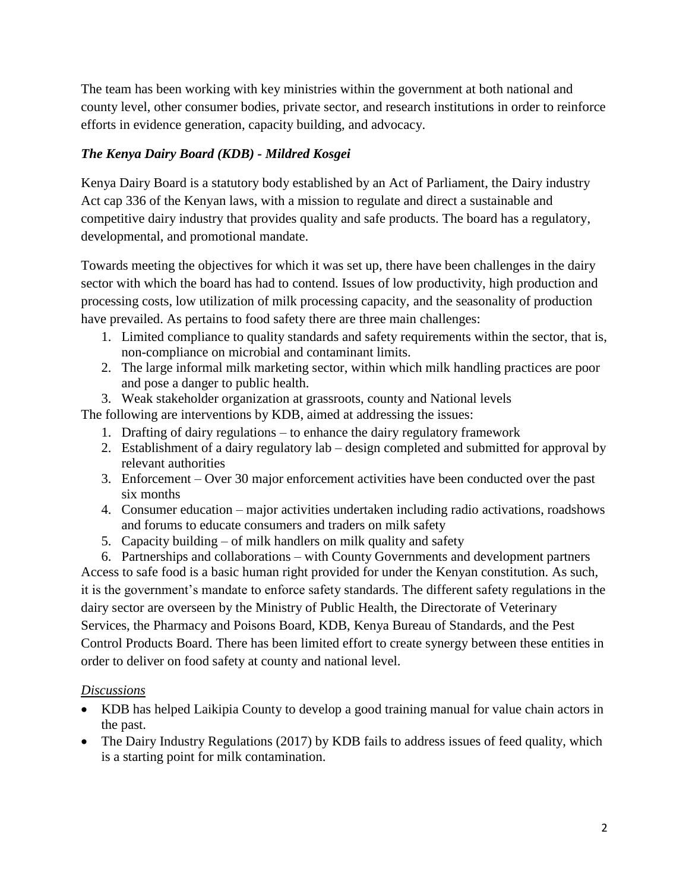The team has been working with key ministries within the government at both national and county level, other consumer bodies, private sector, and research institutions in order to reinforce efforts in evidence generation, capacity building, and advocacy.

### *The Kenya Dairy Board (KDB) - Mildred Kosgei*

Kenya Dairy Board is a statutory body established by an Act of Parliament, the Dairy industry Act cap 336 of the Kenyan laws, with a mission to regulate and direct a sustainable and competitive dairy industry that provides quality and safe products. The board has a regulatory, developmental, and promotional mandate.

Towards meeting the objectives for which it was set up, there have been challenges in the dairy sector with which the board has had to contend. Issues of low productivity, high production and processing costs, low utilization of milk processing capacity, and the seasonality of production have prevailed. As pertains to food safety there are three main challenges:

1. Limited compliance to quality standards and safety requirements within the sector, that is, non-compliance on microbial and contaminant limits.
2. The large informal milk marketing sector, within which milk handling practices are poor and pose a danger to public health.
3. Weak stakeholder organization at grassroots, county and National levels

The following are interventions by KDB, aimed at addressing the issues:

1. Drafting of dairy regulations – to enhance the dairy regulatory framework
2. Establishment of a dairy regulatory lab – design completed and submitted for approval by relevant authorities
3. Enforcement – Over 30 major enforcement activities have been conducted over the past six months
4. Consumer education – major activities undertaken including radio activations, roadshows and forums to educate consumers and traders on milk safety
5. Capacity building – of milk handlers on milk quality and safety
6. Partnerships and collaborations – with County Governments and development partners

Access to safe food is a basic human right provided for under the Kenyan constitution. As such, it is the government's mandate to enforce safety standards. The different safety regulations in the dairy sector are overseen by the Ministry of Public Health, the Directorate of Veterinary Services, the Pharmacy and Poisons Board, KDB, Kenya Bureau of Standards, and the Pest Control Products Board. There has been limited effort to create synergy between these entities in order to deliver on food safety at county and national level.

*Discussions*

- KDB has helped Laikipia County to develop a good training manual for value chain actors in the past.
- The Dairy Industry Regulations (2017) by KDB fails to address issues of feed quality, which is a starting point for milk contamination.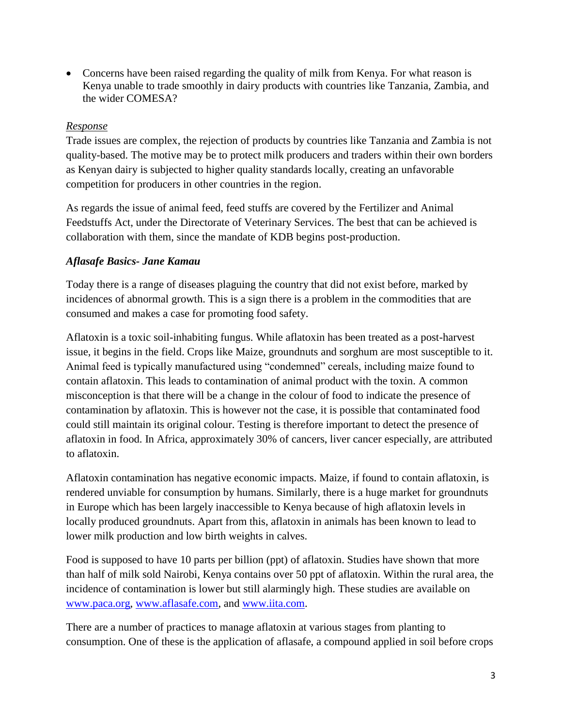- Concerns have been raised regarding the quality of milk from Kenya. For what reason is Kenya unable to trade smoothly in dairy products with countries like Tanzania, Zambia, and the wider COMESA?

*Response*

Trade issues are complex, the rejection of products by countries like Tanzania and Zambia is not quality-based. The motive may be to protect milk producers and traders within their own borders as Kenyan dairy is subjected to higher quality standards locally, creating an unfavorable competition for producers in other countries in the region.

As regards the issue of animal feed, feed stuffs are covered by the Fertilizer and Animal Feedstuffs Act, under the Directorate of Veterinary Services. The best that can be achieved is collaboration with them, since the mandate of KDB begins post-production.

***Aflasafe Basics- Jane Kamau***

Today there is a range of diseases plaguing the country that did not exist before, marked by incidences of abnormal growth. This is a sign there is a problem in the commodities that are consumed and makes a case for promoting food safety.

Aflatoxin is a toxic soil-inhabiting fungus. While aflatoxin has been treated as a post-harvest issue, it begins in the field. Crops like Maize, groundnuts and sorghum are most susceptible to it. Animal feed is typically manufactured using "condemned" cereals, including maize found to contain aflatoxin. This leads to contamination of animal product with the toxin. A common misconception is that there will be a change in the colour of food to indicate the presence of contamination by aflatoxin. This is however not the case, it is possible that contaminated food could still maintain its original colour. Testing is therefore important to detect the presence of aflatoxin in food. In Africa, approximately 30% of cancers, liver cancer especially, are attributed to aflatoxin.

Aflatoxin contamination has negative economic impacts. Maize, if found to contain aflatoxin, is rendered unviable for consumption by humans. Similarly, there is a huge market for groundnuts in Europe which has been largely inaccessible to Kenya because of high aflatoxin levels in locally produced groundnuts. Apart from this, aflatoxin in animals has been known to lead to lower milk production and low birth weights in calves.

Food is supposed to have 10 parts per billion (ppt) of aflatoxin. Studies have shown that more than half of milk sold Nairobi, Kenya contains over 50 ppt of aflatoxin. Within the rural area, the incidence of contamination is lower but still alarmingly high. These studies are available on [www.paca.org](http://www.paca.org), [www.aflasafe.com](http://www.aflasafe.com), and [www.iita.com](http://www.iita.com).

There are a number of practices to manage aflatoxin at various stages from planting to consumption. One of these is the application of aflasafe, a compound applied in soil before crops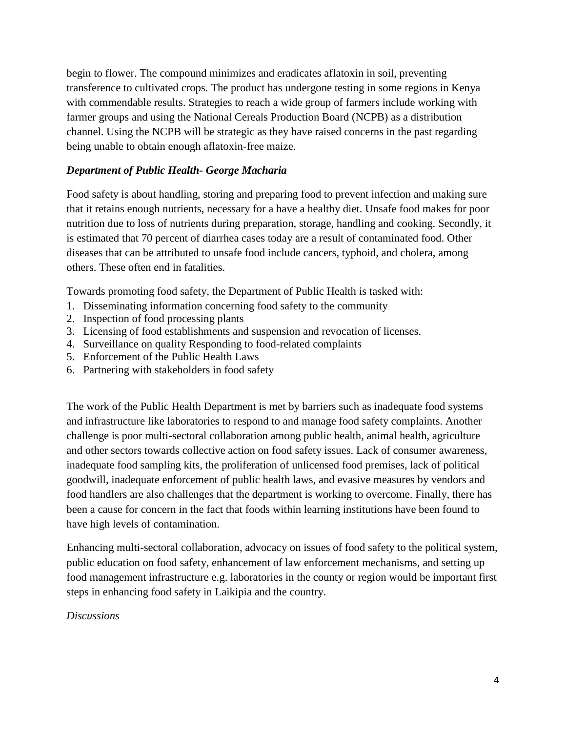begin to flower. The compound minimizes and eradicates aflatoxin in soil, preventing transference to cultivated crops. The product has undergone testing in some regions in Kenya with commendable results. Strategies to reach a wide group of farmers include working with farmer groups and using the National Cereals Production Board (NCPB) as a distribution channel. Using the NCPB will be strategic as they have raised concerns in the past regarding being unable to obtain enough aflatoxin-free maize.

***Department of Public Health- George Macharia***

Food safety is about handling, storing and preparing food to prevent infection and making sure that it retains enough nutrients, necessary for a have a healthy diet. Unsafe food makes for poor nutrition due to loss of nutrients during preparation, storage, handling and cooking. Secondly, it is estimated that 70 percent of diarrhea cases today are a result of contaminated food. Other diseases that can be attributed to unsafe food include cancers, typhoid, and cholera, among others. These often end in fatalities.

Towards promoting food safety, the Department of Public Health is tasked with:

1. Disseminating information concerning food safety to the community
2. Inspection of food processing plants
3. Licensing of food establishments and suspension and revocation of licenses.
4. Surveillance on quality Responding to food-related complaints
5. Enforcement of the Public Health Laws
6. Partnering with stakeholders in food safety

The work of the Public Health Department is met by barriers such as inadequate food systems and infrastructure like laboratories to respond to and manage food safety complaints. Another challenge is poor multi-sectoral collaboration among public health, animal health, agriculture and other sectors towards collective action on food safety issues. Lack of consumer awareness, inadequate food sampling kits, the proliferation of unlicensed food premises, lack of political goodwill, inadequate enforcement of public health laws, and evasive measures by vendors and food handlers are also challenges that the department is working to overcome. Finally, there has been a cause for concern in the fact that foods within learning institutions have been found to have high levels of contamination.

Enhancing multi-sectoral collaboration, advocacy on issues of food safety to the political system, public education on food safety, enhancement of law enforcement mechanisms, and setting up food management infrastructure e.g. laboratories in the county or region would be important first steps in enhancing food safety in Laikipia and the country.

*Discussions*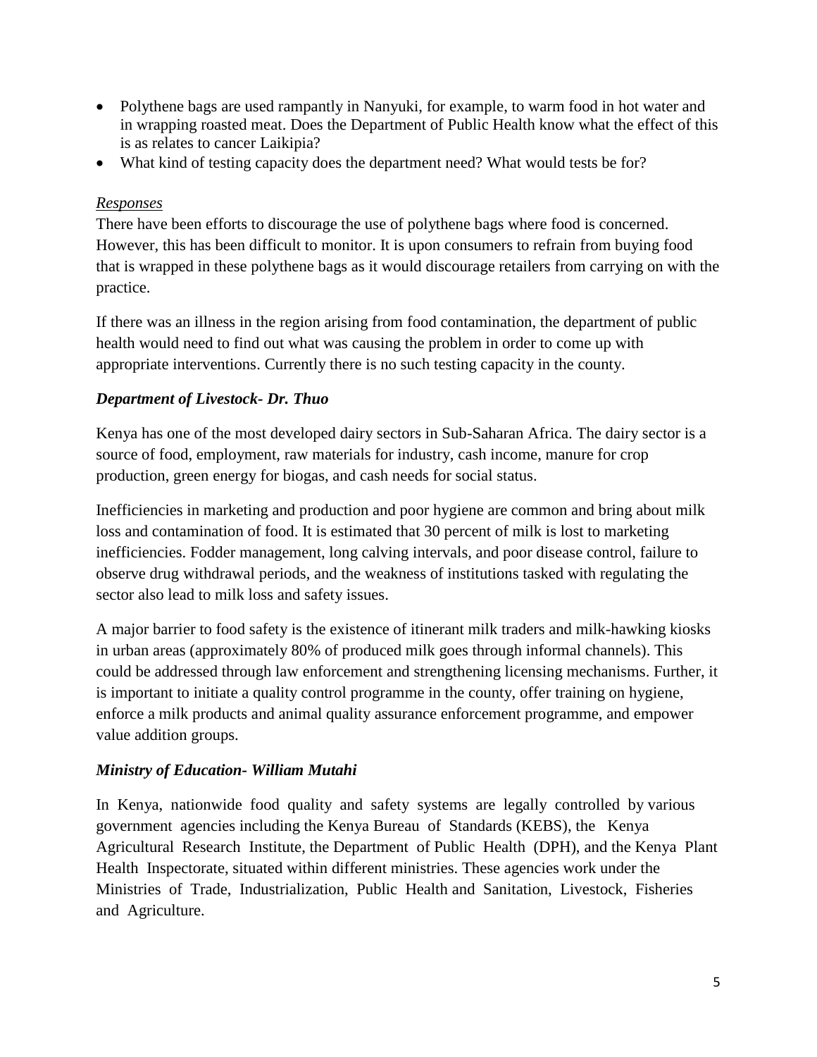- Polythene bags are used rampantly in Nanyuki, for example, to warm food in hot water and in wrapping roasted meat. Does the Department of Public Health know what the effect of this is as relates to cancer Laikipia?
- What kind of testing capacity does the department need? What would tests be for?

*Responses*

There have been efforts to discourage the use of polythene bags where food is concerned. However, this has been difficult to monitor. It is upon consumers to refrain from buying food that is wrapped in these polythene bags as it would discourage retailers from carrying on with the practice.

If there was an illness in the region arising from food contamination, the department of public health would need to find out what was causing the problem in order to come up with appropriate interventions. Currently there is no such testing capacity in the county.

***Department of Livestock- Dr. Thuo***

Kenya has one of the most developed dairy sectors in Sub-Saharan Africa. The dairy sector is a source of food, employment, raw materials for industry, cash income, manure for crop production, green energy for biogas, and cash needs for social status.

Inefficiencies in marketing and production and poor hygiene are common and bring about milk loss and contamination of food. It is estimated that 30 percent of milk is lost to marketing inefficiencies. Fodder management, long calving intervals, and poor disease control, failure to observe drug withdrawal periods, and the weakness of institutions tasked with regulating the sector also lead to milk loss and safety issues.

A major barrier to food safety is the existence of itinerant milk traders and milk-hawking kiosks in urban areas (approximately 80% of produced milk goes through informal channels). This could be addressed through law enforcement and strengthening licensing mechanisms. Further, it is important to initiate a quality control programme in the county, offer training on hygiene, enforce a milk products and animal quality assurance enforcement programme, and empower value addition groups.

***Ministry of Education- William Mutahi***

In Kenya, nationwide food quality and safety systems are legally controlled by various government agencies including the Kenya Bureau of Standards (KEBS), the Kenya Agricultural Research Institute, the Department of Public Health (DPH), and the Kenya Plant Health Inspectorate, situated within different ministries. These agencies work under the Ministries of Trade, Industrialization, Public Health and Sanitation, Livestock, Fisheries and Agriculture.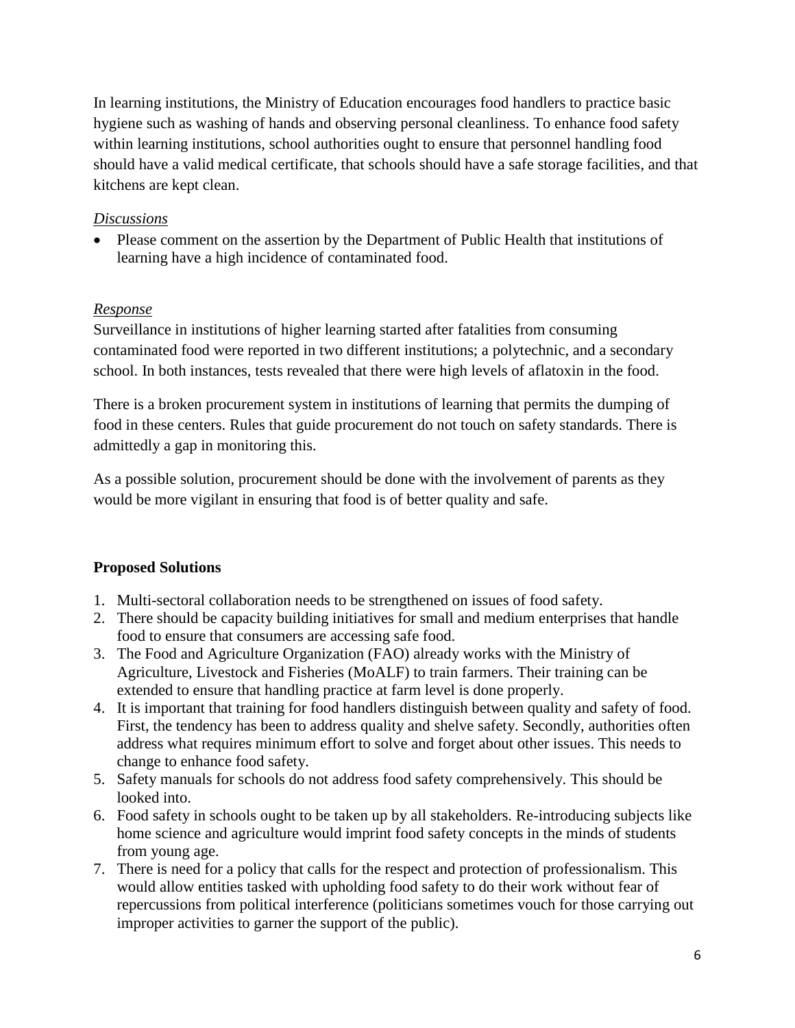In learning institutions, the Ministry of Education encourages food handlers to practice basic hygiene such as washing of hands and observing personal cleanliness. To enhance food safety within learning institutions, school authorities ought to ensure that personnel handling food should have a valid medical certificate, that schools should have a safe storage facilities, and that kitchens are kept clean.

*Discussions*

- Please comment on the assertion by the Department of Public Health that institutions of learning have a high incidence of contaminated food.

*Response*

Surveillance in institutions of higher learning started after fatalities from consuming contaminated food were reported in two different institutions; a polytechnic, and a secondary school. In both instances, tests revealed that there were high levels of aflatoxin in the food.

There is a broken procurement system in institutions of learning that permits the dumping of food in these centers. Rules that guide procurement do not touch on safety standards. There is admittedly a gap in monitoring this.

As a possible solution, procurement should be done with the involvement of parents as they would be more vigilant in ensuring that food is of better quality and safe.

**Proposed Solutions**

1. Multi-sectoral collaboration needs to be strengthened on issues of food safety.
2. There should be capacity building initiatives for small and medium enterprises that handle food to ensure that consumers are accessing safe food.
3. The Food and Agriculture Organization (FAO) already works with the Ministry of Agriculture, Livestock and Fisheries (MoALF) to train farmers. Their training can be extended to ensure that handling practice at farm level is done properly.
4. It is important that training for food handlers distinguish between quality and safety of food. First, the tendency has been to address quality and shelve safety. Secondly, authorities often address what requires minimum effort to solve and forget about other issues. This needs to change to enhance food safety.
5. Safety manuals for schools do not address food safety comprehensively. This should be looked into.
6. Food safety in schools ought to be taken up by all stakeholders. Re-introducing subjects like home science and agriculture would imprint food safety concepts in the minds of students from young age.
7. There is need for a policy that calls for the respect and protection of professionalism. This would allow entities tasked with upholding food safety to do their work without fear of repercussions from political interference (politicians sometimes vouch for those carrying out improper activities to garner the support of the public).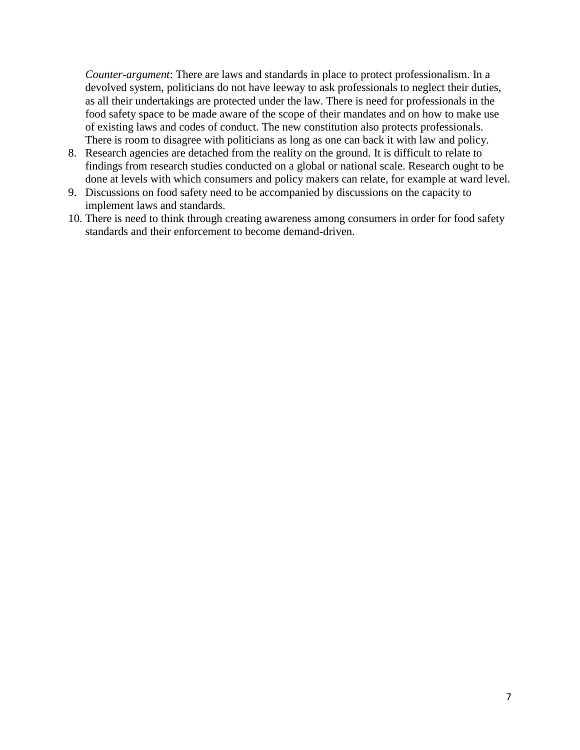*Counter-argument*: There are laws and standards in place to protect professionalism. In a devolved system, politicians do not have leeway to ask professionals to neglect their duties, as all their undertakings are protected under the law. There is need for professionals in the food safety space to be made aware of the scope of their mandates and on how to make use of existing laws and codes of conduct. The new constitution also protects professionals. There is room to disagree with politicians as long as one can back it with law and policy.

8. Research agencies are detached from the reality on the ground. It is difficult to relate to findings from research studies conducted on a global or national scale. Research ought to be done at levels with which consumers and policy makers can relate, for example at ward level.
9. Discussions on food safety need to be accompanied by discussions on the capacity to implement laws and standards.
10. There is need to think through creating awareness among consumers in order for food safety standards and their enforcement to become demand-driven.